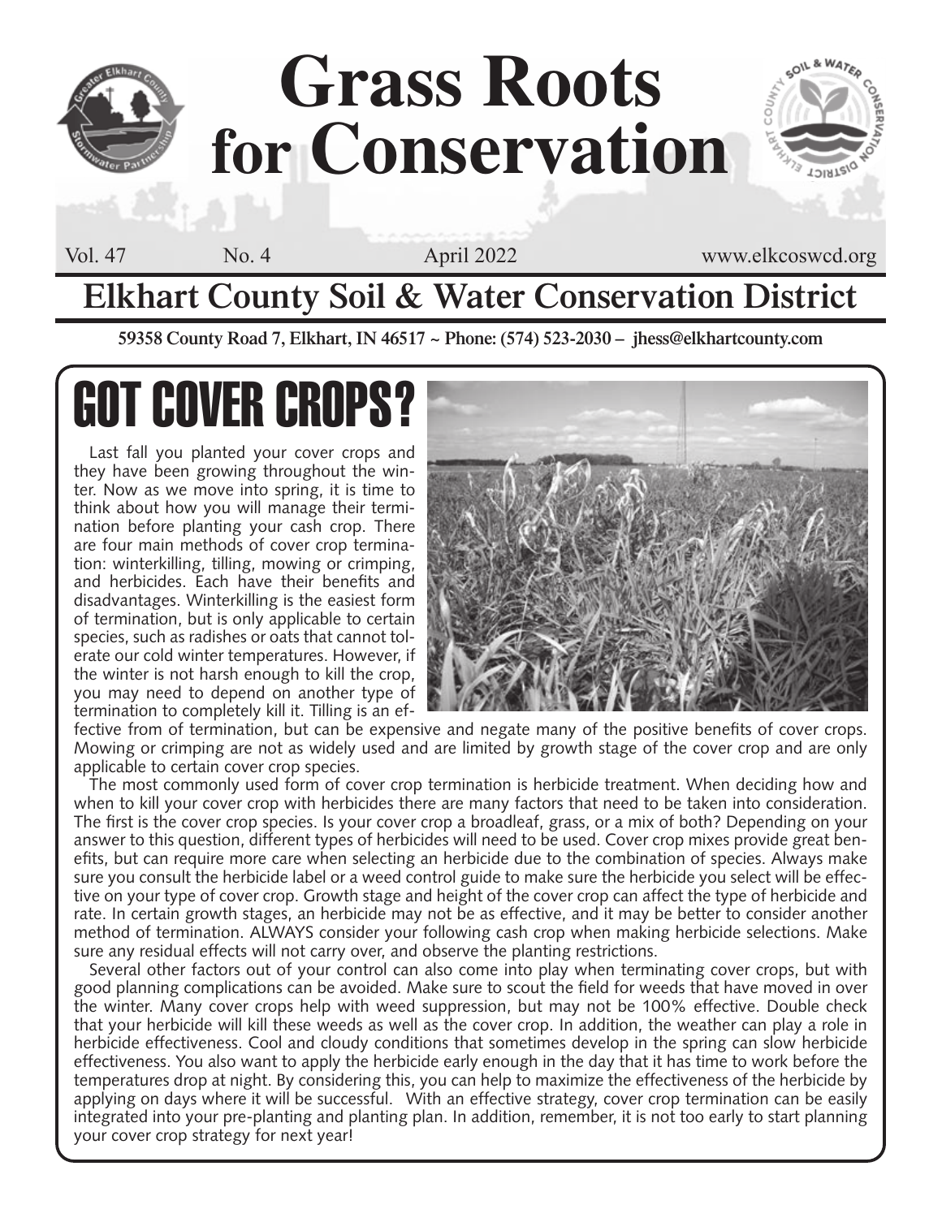# Grass Roots for Conservation

Vol. 47 No. 4 April 2022 www.elkcoswcd.org

## Elkhart County Soil & Water Conservation District

**59358 County Road 7, Elkhart, IN 46517 ~ Phone: (574) 523-2030 – jhess@elkhartcounty.com**

# GOT COVER CROPS?

Last fall you planted your cover crops and they have been growing throughout the winter. Now as we move into spring, it is time to think about how you will manage their termination before planting your cash crop. There are four main methods of cover crop termination: winterkilling, tilling, mowing or crimping, and herbicides. Each have their benefits and disadvantages. Winterkilling is the easiest form of termination, but is only applicable to certain species, such as radishes or oats that cannot tolerate our cold winter temperatures. However, if the winter is not harsh enough to kill the crop, you may need to depend on another type of termination to completely kill it. Tilling is an effective from of termination, but can be expensive and negate many of the positive benefits of cover crops. Mowing or crimping are not as widely used and are limited by growth stage of the cover crop and are only applicable to certain cover crop species.

The most commonly used form of cover crop termination is herbicide treatment. When deciding how and when to kill your cover crop with herbicides there are many factors that need to be taken into consideration. The first is the cover crop species. Is your cover crop a broadleaf, grass, or a mix of both? Depending on your answer to this question, different types of herbicides will need to be used. Cover crop mixes provide great benefits, but can require more care when selecting an herbicide due to the combination of species. Always make sure you consult the herbicide label or a weed control guide to make sure the herbicide you select will be effective on your type of cover crop. Growth stage and height of the cover crop can affect the type of herbicide and rate. In certain growth stages, an herbicide may not be as effective, and it may be better to consider another method of termination. ALWAYS consider your following cash crop when making herbicide selections. Make sure any residual effects will not carry over, and observe the planting restrictions.

Several other factors out of your control can also come into play when terminating cover crops, but with good planning complications can be avoided. Make sure to scout the field for weeds that have moved in over the winter. Many cover crops help with weed suppression, but may not be 100% effective. Double check that your herbicide will kill these weeds as well as the cover crop. In addition, the weather can play a role in herbicide effectiveness. Cool and cloudy conditions that sometimes develop in the spring can slow herbicide effectiveness. You also want to apply the herbicide early enough in the day that it has time to work before the temperatures drop at night. By considering this, you can help to maximize the effectiveness of the herbicide by applying on days where it will be successful. With an effective strategy, cover crop termination can be easily integrated into your pre-planting and planting plan. In addition, remember, it is not too early to start planning your cover crop strategy for next year!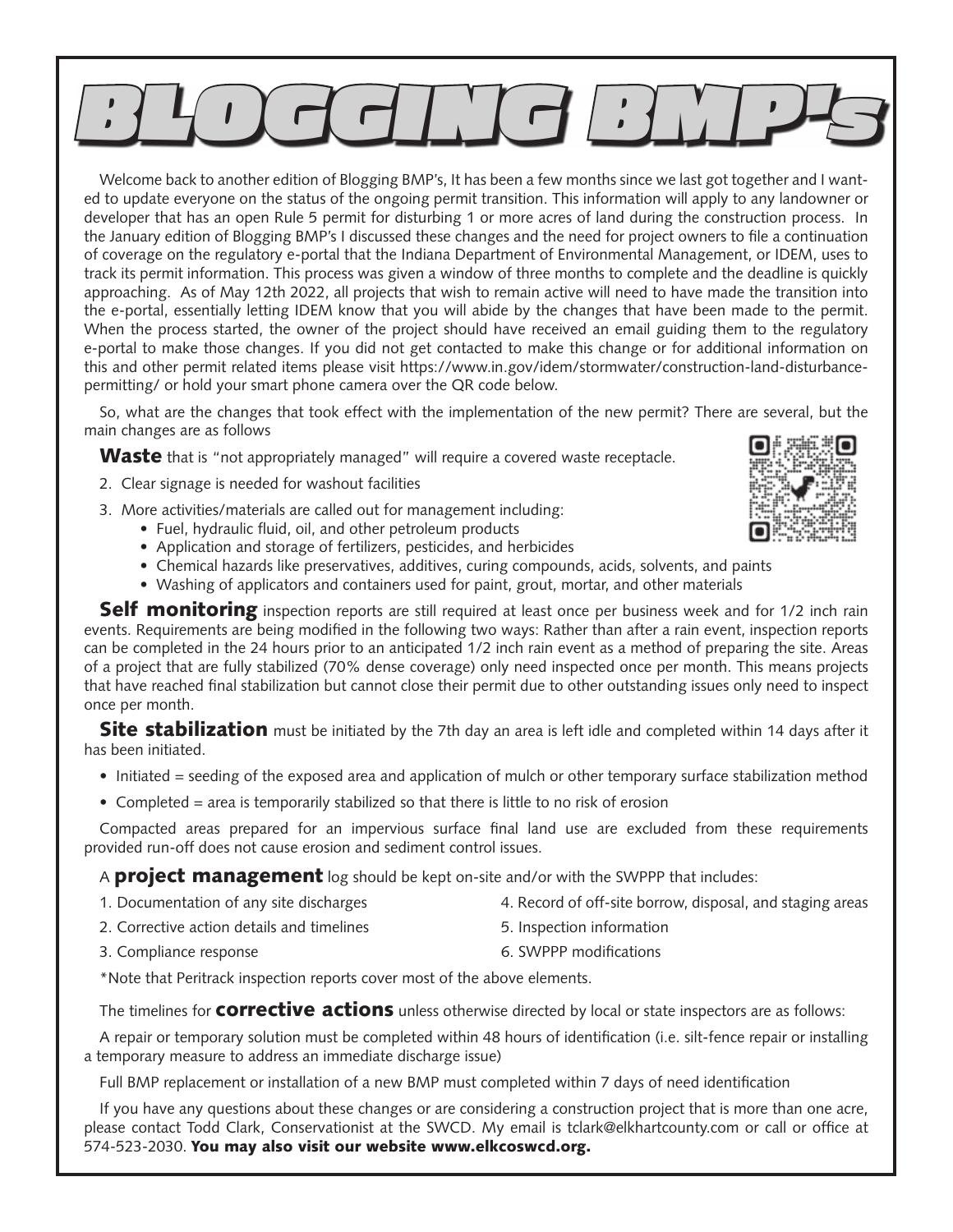# BLOGGING BMP's

Welcome back to another edition of Blogging BMP's, It has been a few months since we last got together and I wanted to update everyone on the status of the ongoing permit transition. This information will apply to any landowner or developer that has an open Rule 5 permit for disturbing 1 or more acres of land during the construction process. In the January edition of Blogging BMP's I discussed these changes and the need for project owners to file a continuation of coverage on the regulatory e-portal that the Indiana Department of Environmental Management, or IDEM, uses to track its permit information. This process was given a window of three months to complete and the deadline is quickly approaching. As of May 12th 2022, all projects that wish to remain active will need to have made the transition into the e-portal, essentially letting IDEM know that you will abide by the changes that have been made to the permit. When the process started, the owner of the project should have received an email guiding them to the regulatory e-portal to make those changes. If you did not get contacted to make this change or for additional information on this and other permit related items please visit https://www.in.gov/idem/stormwater/construction-land-disturbance-permitting/ or hold your smart phone camera over the QR code below.

So, what are the changes that took effect with the implementation of the new permit? There are several, but the main changes are as follows

**Waste** that is "not appropriately managed" will require a covered waste receptacle.

2. Clear signage is needed for washout facilities
3. More activities/materials are called out for management including:
   - Fuel, hydraulic fluid, oil, and other petroleum products
   - Application and storage of fertilizers, pesticides, and herbicides
   - Chemical hazards like preservatives, additives, curing compounds, acids, solvents, and paints
   - Washing of applicators and containers used for paint, grout, mortar, and other materials

**Self monitoring** inspection reports are still required at least once per business week and for 1/2 inch rain events. Requirements are being modified in the following two ways: Rather than after a rain event, inspection reports can be completed in the 24 hours prior to an anticipated 1/2 inch rain event as a method of preparing the site. Areas of a project that are fully stabilized (70% dense coverage) only need inspected once per month. This means projects that have reached final stabilization but cannot close their permit due to other outstanding issues only need to inspect once per month.

**Site stabilization** must be initiated by the 7th day an area is left idle and completed within 14 days after it has been initiated.

- Initiated = seeding of the exposed area and application of mulch or other temporary surface stabilization method
- Completed = area is temporarily stabilized so that there is little to no risk of erosion

Compacted areas prepared for an impervious surface final land use are excluded from these requirements provided run-off does not cause erosion and sediment control issues.

A **project management** log should be kept on-site and/or with the SWPPP that includes:

1. Documentation of any site discharges
2. Corrective action details and timelines
3. Compliance response
4. Record of off-site borrow, disposal, and staging areas
5. Inspection information
6. SWPPP modifications

*Note that Peritrack inspection reports cover most of the above elements.

The timelines for **corrective actions** unless otherwise directed by local or state inspectors are as follows:

A repair or temporary solution must be completed within 48 hours of identification (i.e. silt-fence repair or installing a temporary measure to address an immediate discharge issue)

Full BMP replacement or installation of a new BMP must completed within 7 days of need identification

If you have any questions about these changes or are considering a construction project that is more than one acre, please contact Todd Clark, Conservationist at the SWCD. My email is tclark@elkhartcounty.com or call or office at 574-523-2030. **You may also visit our website www.elkcoswcd.org.**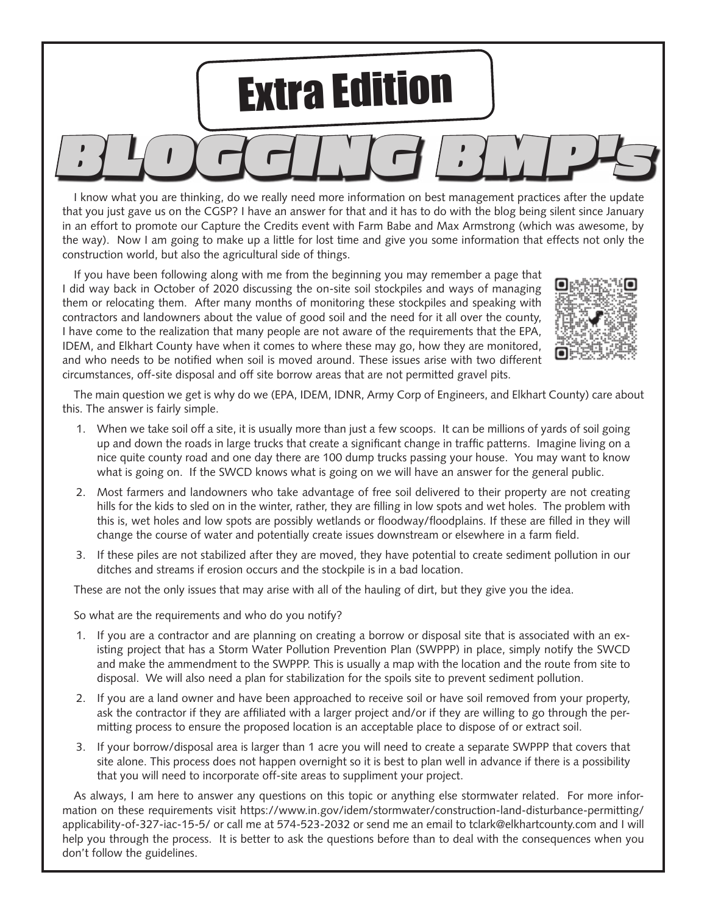# Extra Edition

# BLOGGING BMP's

I know what you are thinking, do we really need more information on best management practices after the update that you just gave us on the CGSP? I have an answer for that and it has to do with the blog being silent since January in an effort to promote our Capture the Credits event with Farm Babe and Max Armstrong (which was awesome, by the way). Now I am going to make up a little for lost time and give you some information that effects not only the construction world, but also the agricultural side of things.

If you have been following along with me from the beginning you may remember a page that I did way back in October of 2020 discussing the on-site soil stockpiles and ways of managing them or relocating them. After many months of monitoring these stockpiles and speaking with contractors and landowners about the value of good soil and the need for it all over the county, I have come to the realization that many people are not aware of the requirements that the EPA, IDEM, and Elkhart County have when it comes to where these may go, how they are monitored, and who needs to be notified when soil is moved around. These issues arise with two different circumstances, off-site disposal and off site borrow areas that are not permitted gravel pits.

The main question we get is why do we (EPA, IDEM, IDNR, Army Corp of Engineers, and Elkhart County) care about this. The answer is fairly simple.

1. When we take soil off a site, it is usually more than just a few scoops. It can be millions of yards of soil going up and down the roads in large trucks that create a significant change in traffic patterns. Imagine living on a nice quite county road and one day there are 100 dump trucks passing your house. You may want to know what is going on. If the SWCD knows what is going on we will have an answer for the general public.
2. Most farmers and landowners who take advantage of free soil delivered to their property are not creating hills for the kids to sled on in the winter, rather, they are filling in low spots and wet holes. The problem with this is, wet holes and low spots are possibly wetlands or floodway/floodplains. If these are filled in they will change the course of water and potentially create issues downstream or elsewhere in a farm field.
3. If these piles are not stabilized after they are moved, they have potential to create sediment pollution in our ditches and streams if erosion occurs and the stockpile is in a bad location.

These are not the only issues that may arise with all of the hauling of dirt, but they give you the idea.

So what are the requirements and who do you notify?

1. If you are a contractor and are planning on creating a borrow or disposal site that is associated with an existing project that has a Storm Water Pollution Prevention Plan (SWPPP) in place, simply notify the SWCD and make the ammendment to the SWPPP. This is usually a map with the location and the route from site to disposal. We will also need a plan for stabilization for the spoils site to prevent sediment pollution.
2. If you are a land owner and have been approached to receive soil or have soil removed from your property, ask the contractor if they are affiliated with a larger project and/or if they are willing to go through the permitting process to ensure the proposed location is an acceptable place to dispose of or extract soil.
3. If your borrow/disposal area is larger than 1 acre you will need to create a separate SWPPP that covers that site alone. This process does not happen overnight so it is best to plan well in advance if there is a possibility that you will need to incorporate off-site areas to suppliment your project.

As always, I am here to answer any questions on this topic or anything else stormwater related. For more information on these requirements visit https://www.in.gov/idem/stormwater/construction-land-disturbance-permitting/applicability-of-327-iac-15-5/ or call me at 574-523-2032 or send me an email to tclark@elkhartcounty.com and I will help you through the process. It is better to ask the questions before than to deal with the consequences when you don't follow the guidelines.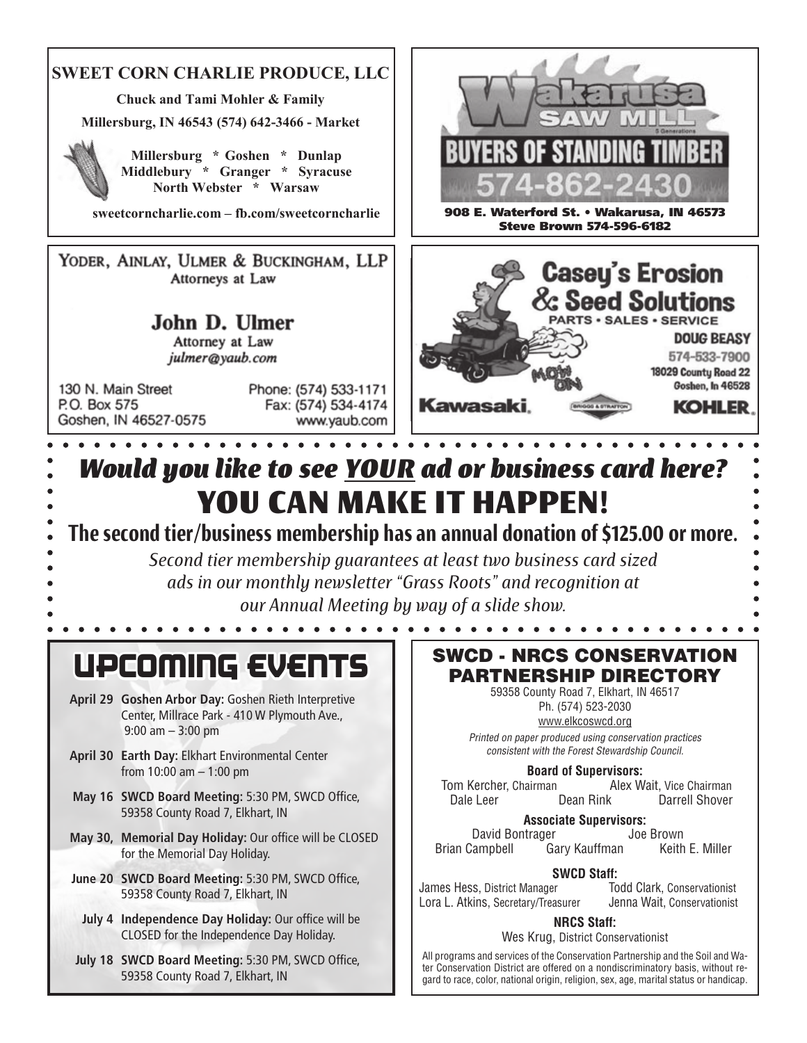**SWEET CORN CHARLIE PRODUCE, LLC**

**Chuck and Tami Mohler & Family**

**Millersburg, IN 46543 (574) 642-3466 - Market**

**Millersburg * Goshen * Dunlap**
**Middlebury * Granger * Syracuse**
**North Webster * Warsaw**

**sweetcorncharlie.com – fb.com/sweetcorncharlie**

**Wakarusa SAW MILL**

5 Generations

**BUYERS OF STANDING TIMBER**

**574-862-2430**

**908 E. Waterford St. • Wakarusa, IN 46573**
**Steve Brown 574-596-6182**

YODER, AINLAY, ULMER & BUCKINGHAM, LLP
Attorneys at Law

**John D. Ulmer**
Attorney at Law
*julmer@yaub.com*

130 N. Main Street
P.O. Box 575
Goshen, IN 46527-0575

Phone: (574) 533-1171
Fax: (574) 534-4174
www.yaub.com

**Casey's Erosion & Seed Solutions**

PARTS • SALES • SERVICE

MOW ON

**DOUG BEASY**
574-533-7900
18029 County Road 22
Goshen, In 46528

Kawasaki. BRIGGS & STRATTON KOHLER.

## *Would you like to see YOUR ad or business card here?*

# YOU CAN MAKE IT HAPPEN!

**The second tier/business membership has an annual donation of $125.00 or more.**

*Second tier membership guarantees at least two business card sized ads in our monthly newsletter "Grass Roots" and recognition at our Annual Meeting by way of a slide show.*

## UPCOMING EVENTS

**April 29** **Goshen Arbor Day:** Goshen Rieth Interpretive Center, Millrace Park - 410 W Plymouth Ave., 9:00 am – 3:00 pm

**April 30** **Earth Day:** Elkhart Environmental Center from 10:00 am – 1:00 pm

**May 16** **SWCD Board Meeting:** 5:30 PM, SWCD Office, 59358 County Road 7, Elkhart, IN

**May 30,** **Memorial Day Holiday:** Our office will be CLOSED for the Memorial Day Holiday.

**June 20** **SWCD Board Meeting:** 5:30 PM, SWCD Office, 59358 County Road 7, Elkhart, IN

**July 4** **Independence Day Holiday:** Our office will be CLOSED for the Independence Day Holiday.

**July 18** **SWCD Board Meeting:** 5:30 PM, SWCD Office, 59358 County Road 7, Elkhart, IN

## SWCD - NRCS CONSERVATION PARTNERSHIP DIRECTORY

59358 County Road 7, Elkhart, IN 46517
Ph. (574) 523-2030
www.elkcoswcd.org

*Printed on paper produced using conservation practices consistent with the Forest Stewardship Council.*

**Board of Supervisors:**
Tom Kercher, Chairman — Alex Wait, Vice Chairman
Dale Leer — Dean Rink — Darrell Shover

**Associate Supervisors:**
David Bontrager — Joe Brown
Brian Campbell — Gary Kauffman — Keith E. Miller

**SWCD Staff:**
James Hess, District Manager — Todd Clark, Conservationist
Lora L. Atkins, Secretary/Treasurer — Jenna Wait, Conservationist

**NRCS Staff:**
Wes Krug, District Conservationist

All programs and services of the Conservation Partnership and the Soil and Water Conservation District are offered on a nondiscriminatory basis, without regard to race, color, national origin, religion, sex, age, marital status or handicap.